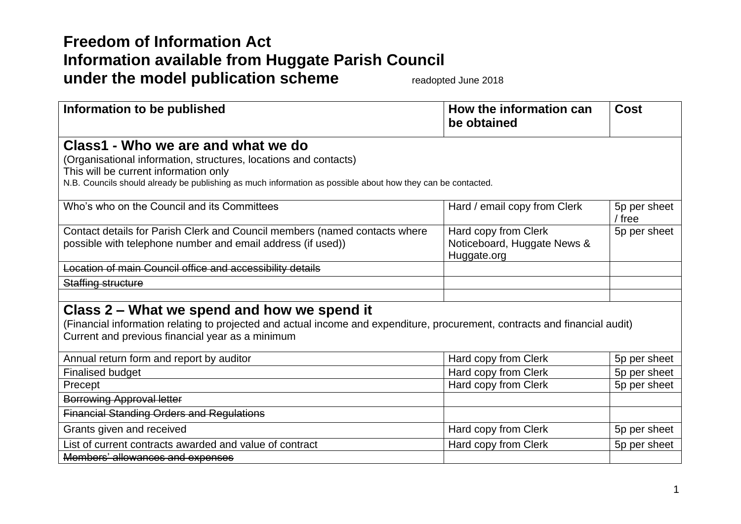# Freedom of Information Act
# Information available from Huggate Parish Council
# under the model publication scheme

readopted June 2018

| Information to be published | How the information can be obtained | Cost |
|---|---|---|
| **Class1 - Who we are and what we do**<br>(Organisational information, structures, locations and contacts)<br>This will be current information only<br>N.B. Councils should already be publishing as much information as possible about how they can be contacted. | | |
| Who's who on the Council and its Committees | Hard / email copy from Clerk | 5p per sheet / free |
| Contact details for Parish Clerk and Council members (named contacts where possible with telephone number and email address (if used)) | Hard copy from Clerk<br>Noticeboard, Huggate News & Huggate.org | 5p per sheet |
| ~~Location of main Council office and accessibility details~~ | | |
| ~~Staffing structure~~ | | |
| | | |
| **Class 2 – What we spend and how we spend it**<br>(Financial information relating to projected and actual income and expenditure, procurement, contracts and financial audit)<br>Current and previous financial year as a minimum | | |
| Annual return form and report by auditor | Hard copy from Clerk | 5p per sheet |
| Finalised budget | Hard copy from Clerk | 5p per sheet |
| Precept | Hard copy from Clerk | 5p per sheet |
| ~~Borrowing Approval letter~~ | | |
| ~~Financial Standing Orders and Regulations~~ | | |
| Grants given and received | Hard copy from Clerk | 5p per sheet |
| List of current contracts awarded and value of contract | Hard copy from Clerk | 5p per sheet |
| ~~Members' allowances and expenses~~ | | |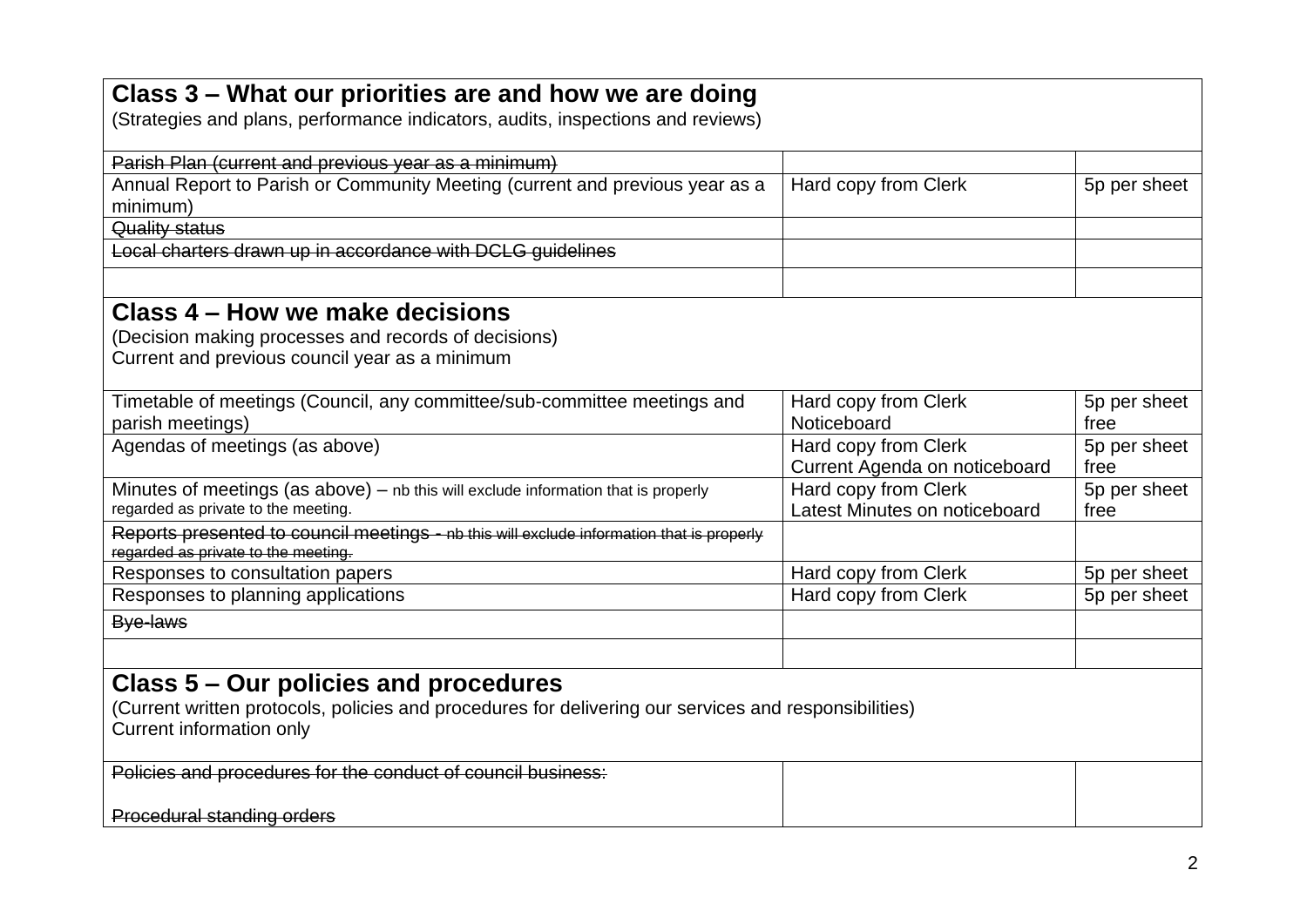| Class 3 – What our priorities are and how we are doing<br>(Strategies and plans, performance indicators, audits, inspections and reviews) | | |
|---|---|---|
| ~~Parish Plan (current and previous year as a minimum)~~ | | |
| Annual Report to Parish or Community Meeting (current and previous year as a minimum) | Hard copy from Clerk | 5p per sheet |
| ~~Quality status~~ | | |
| ~~Local charters drawn up in accordance with DCLG guidelines~~ | | |
| | | |
| **Class 4 – How we make decisions**<br>(Decision making processes and records of decisions)<br>Current and previous council year as a minimum | | |
| Timetable of meetings (Council, any committee/sub-committee meetings and parish meetings) | Hard copy from Clerk<br>Noticeboard | 5p per sheet<br>free |
| Agendas of meetings (as above) | Hard copy from Clerk<br>Current Agenda on noticeboard | 5p per sheet<br>free |
| Minutes of meetings (as above) – nb this will exclude information that is properly regarded as private to the meeting. | Hard copy from Clerk<br>Latest Minutes on noticeboard | 5p per sheet<br>free |
| ~~Reports presented to council meetings - nb this will exclude information that is properly regarded as private to the meeting.~~ | | |
| Responses to consultation papers | Hard copy from Clerk | 5p per sheet |
| Responses to planning applications | Hard copy from Clerk | 5p per sheet |
| ~~Bye-laws~~ | | |
| | | |
| **Class 5 – Our policies and procedures**<br>(Current written protocols, policies and procedures for delivering our services and responsibilities)<br>Current information only | | |
| ~~Policies and procedures for the conduct of council business:~~<br><br>~~Procedural standing orders~~ | | |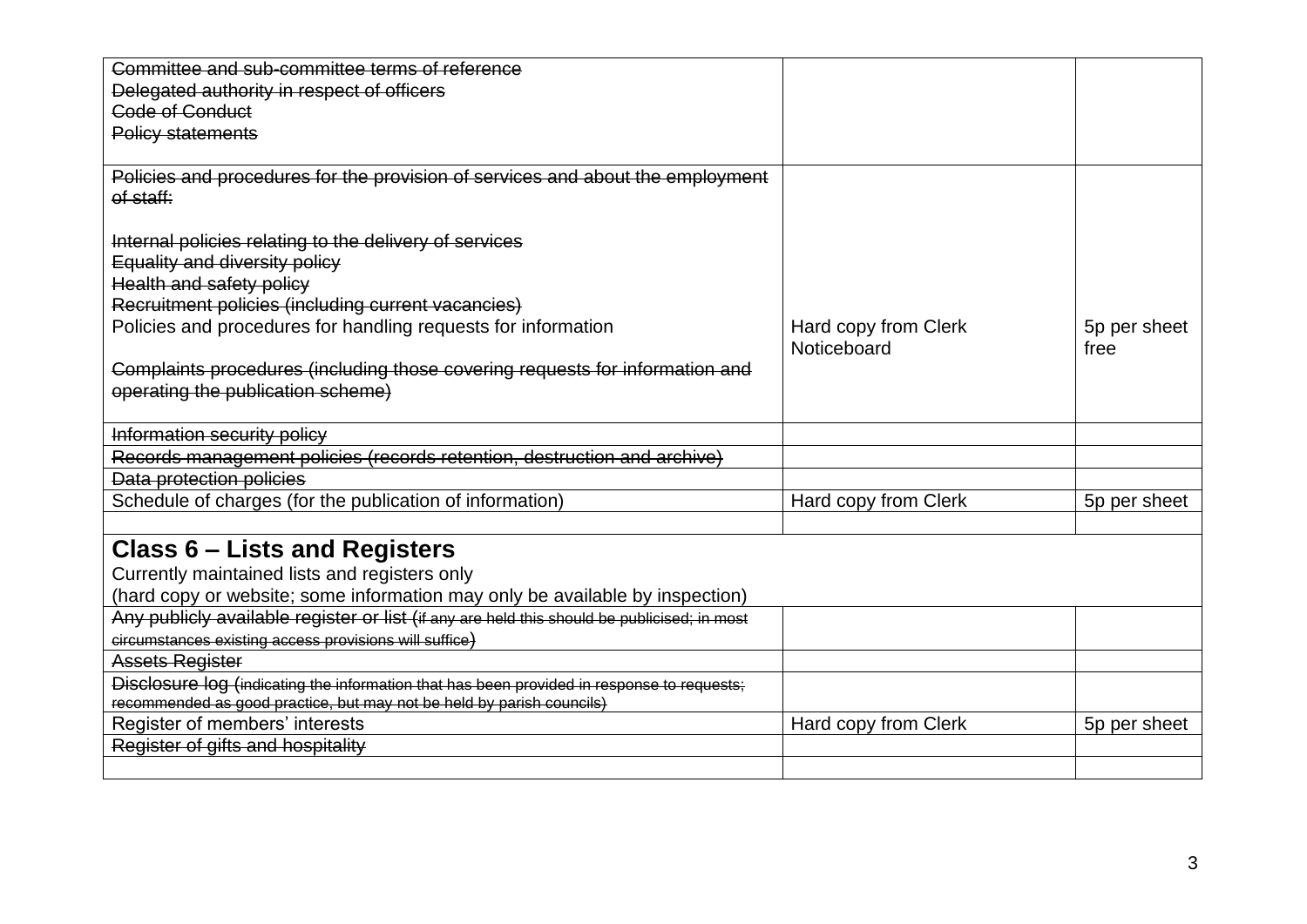| | | |
|---|---|---|
| ~~Committee and sub-committee terms of reference~~<br>~~Delegated authority in respect of officers~~<br>~~Code of Conduct~~<br>~~Policy statements~~ | | |
| ~~Policies and procedures for the provision of services and about the employment of staff:~~<br><br>~~Internal policies relating to the delivery of services~~<br>~~Equality and diversity policy~~<br>~~Health and safety policy~~<br>~~Recruitment policies (including current vacancies)~~<br>Policies and procedures for handling requests for information<br><br>~~Complaints procedures (including those covering requests for information and operating the publication scheme)~~ | Hard copy from Clerk<br>Noticeboard | 5p per sheet<br>free |
| ~~Information security policy~~ | | |
| ~~Records management policies (records retention, destruction and archive)~~ | | |
| ~~Data protection policies~~ | | |
| Schedule of charges (for the publication of information) | Hard copy from Clerk | 5p per sheet |
| | | |
| **Class 6 – Lists and Registers**<br>Currently maintained lists and registers only<br>(hard copy or website; some information may only be available by inspection) | | |
| ~~Any publicly available register or list (if any are held this should be publicised; in most circumstances existing access provisions will suffice)~~ | | |
| ~~Assets Register~~ | | |
| ~~Disclosure log (indicating the information that has been provided in response to requests; recommended as good practice, but may not be held by parish councils)~~ | | |
| Register of members' interests | Hard copy from Clerk | 5p per sheet |
| ~~Register of gifts and hospitality~~ | | |
| | | |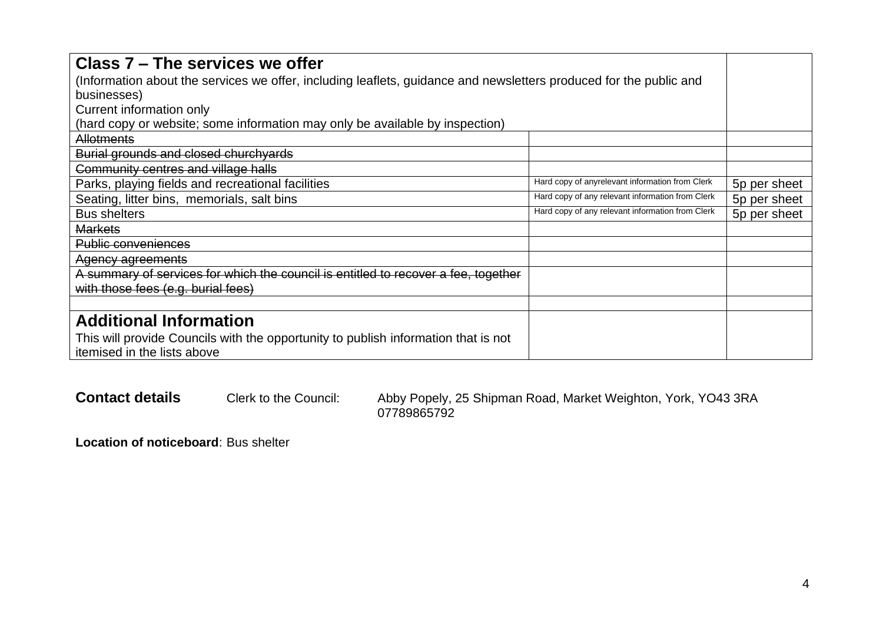| **Class 7 – The services we offer**<br>(Information about the services we offer, including leaflets, guidance and newsletters produced for the public and businesses)<br>Current information only<br>(hard copy or website; some information may only be available by inspection) | | |
|---|---|---|
| ~~Allotments~~ | | |
| ~~Burial grounds and closed churchyards~~ | | |
| ~~Community centres and village halls~~ | | |
| Parks, playing fields and recreational facilities | Hard copy of anyrelevant information from Clerk | 5p per sheet |
| Seating, litter bins, memorials, salt bins | Hard copy of any relevant information from Clerk | 5p per sheet |
| Bus shelters | Hard copy of any relevant information from Clerk | 5p per sheet |
| ~~Markets~~ | | |
| ~~Public conveniences~~ | | |
| ~~Agency agreements~~ | | |
| ~~A summary of services for which the council is entitled to recover a fee, together with those fees (e.g. burial fees)~~ | | |
| | | |
| **Additional Information**<br>This will provide Councils with the opportunity to publish information that is not itemised in the lists above | | |

**Contact details** Clerk to the Council: Abby Popely, 25 Shipman Road, Market Weighton, York, YO43 3RA
07789865792

**Location of noticeboard**: Bus shelter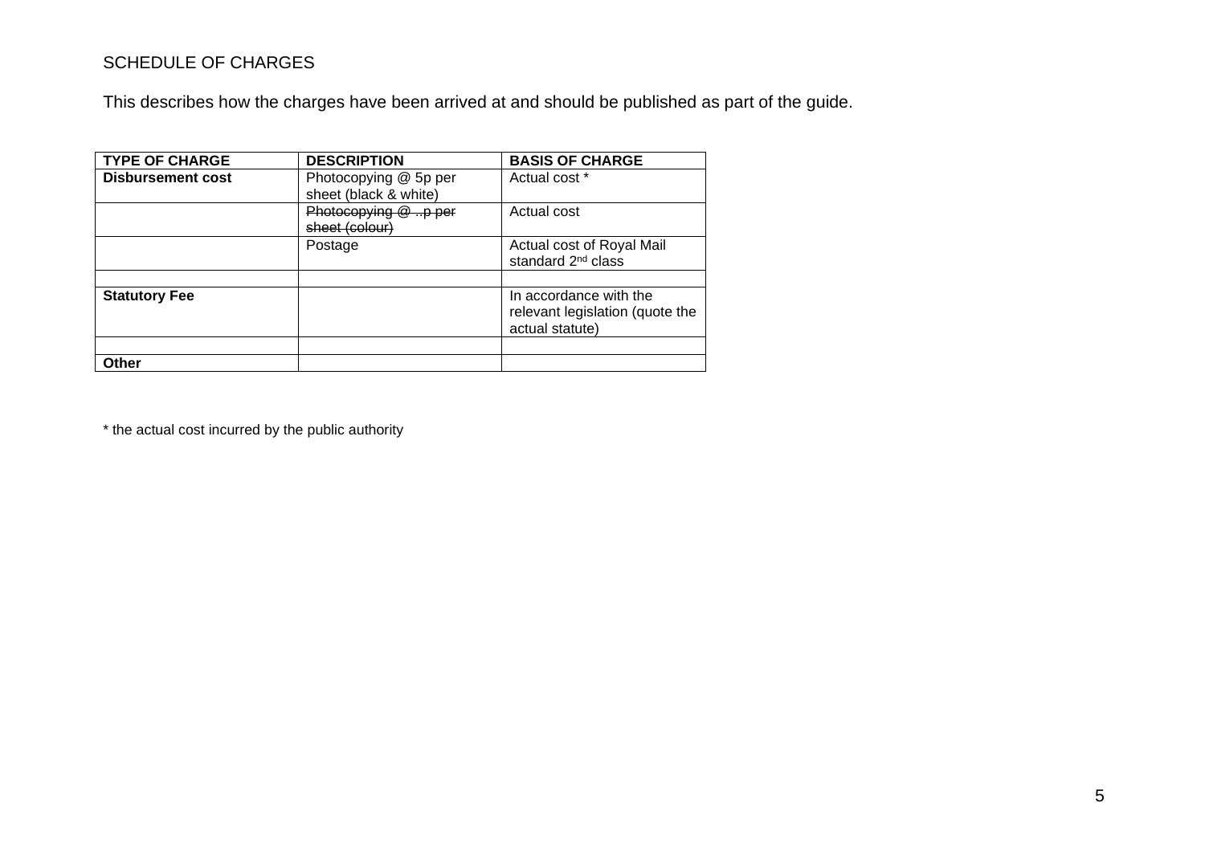SCHEDULE OF CHARGES

This describes how the charges have been arrived at and should be published as part of the guide.

| TYPE OF CHARGE | DESCRIPTION | BASIS OF CHARGE |
|---|---|---|
| **Disbursement cost** | Photocopying @ 5p per sheet (black & white) | Actual cost * |
| | ~~Photocopying @ ..p per sheet (colour)~~ | Actual cost |
| | Postage | Actual cost of Royal Mail standard 2nd class |
| | | |
| **Statutory Fee** | | In accordance with the relevant legislation (quote the actual statute) |
| | | |
| **Other** | | |

* the actual cost incurred by the public authority